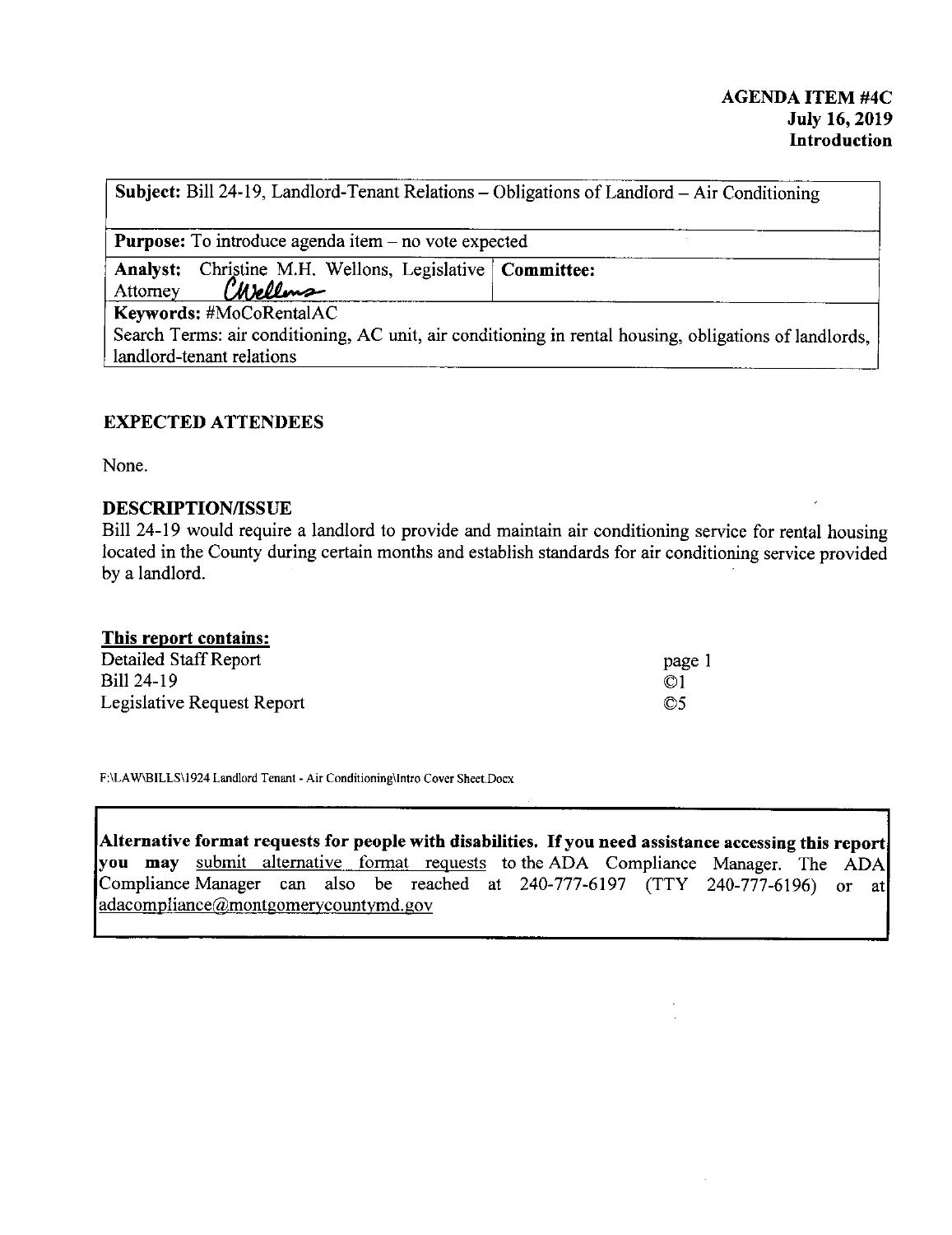**AGENDA ITEM #4C**
**July 16, 2019**
**Introduction**

| **Subject:** Bill 24-19, Landlord-Tenant Relations – Obligations of Landlord – Air Conditioning | |
|---|---|
| **Purpose:** To introduce agenda item – no vote expected | |
| **Analyst:** Christine M.H. Wellons, Legislative Attorney *CWellons* | **Committee:** |
| **Keywords:** #MoCoRentalAC<br>Search Terms: air conditioning, AC unit, air conditioning in rental housing, obligations of landlords, landlord-tenant relations | |

## EXPECTED ATTENDEES

None.

## DESCRIPTION/ISSUE

Bill 24-19 would require a landlord to provide and maintain air conditioning service for rental housing located in the County during certain months and establish standards for air conditioning service provided by a landlord.

**This report contains:**

| | |
|---|---|
| Detailed Staff Report | page 1 |
| Bill 24-19 | ©1 |
| Legislative Request Report | ©5 |

F:\LAW\BILLS\1924 Landlord Tenant - Air Conditioning\Intro Cover Sheet.Docx

**Alternative format requests for people with disabilities. If you need assistance accessing this report you may** submit alternative format requests to the ADA Compliance Manager. The ADA Compliance Manager can also be reached at 240-777-6197 (TTY 240-777-6196) or at adacompliance@montgomerycountymd.gov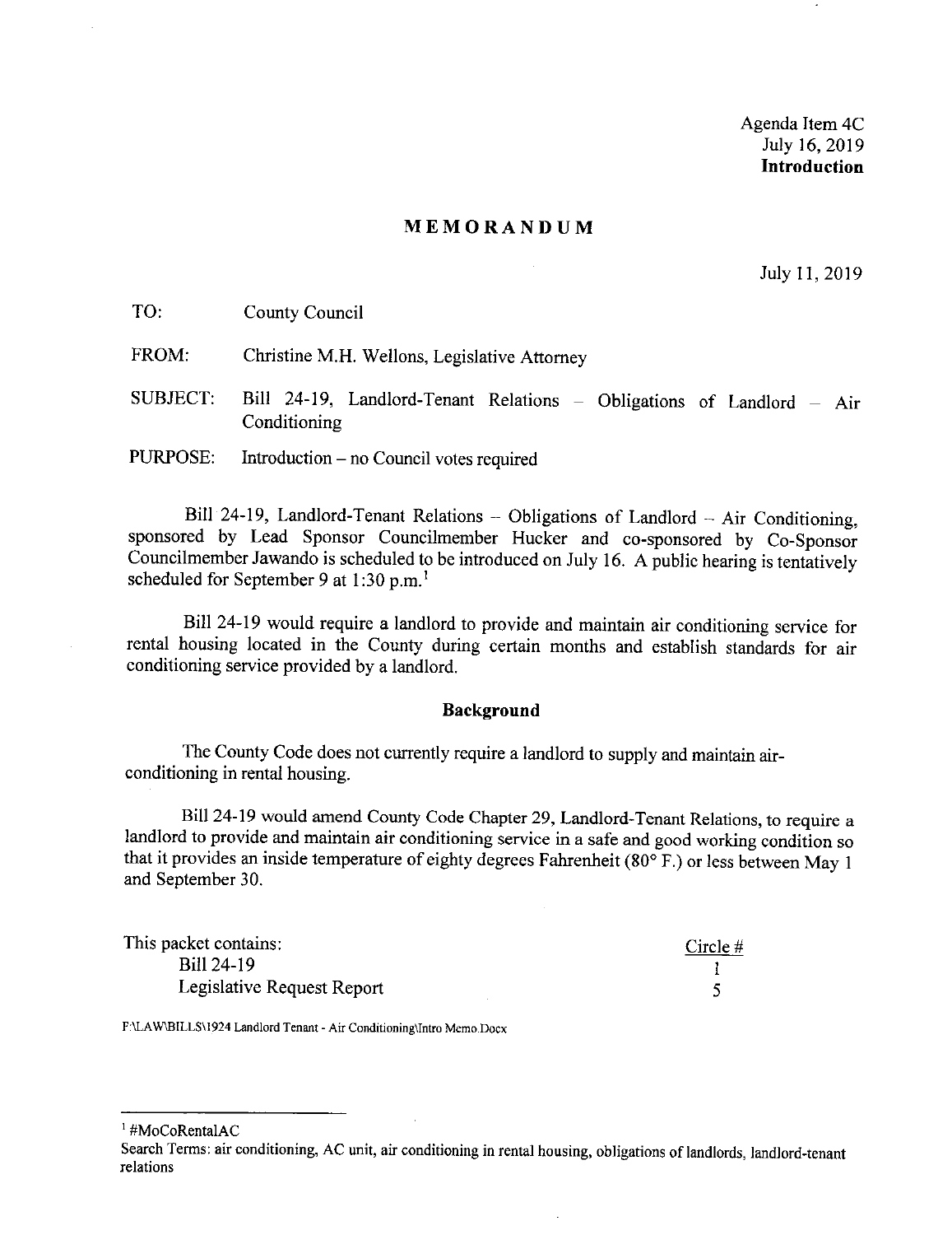Agenda Item 4C
July 16, 2019
**Introduction**

## MEMORANDUM

July 11, 2019

TO: County Council

FROM: Christine M.H. Wellons, Legislative Attorney

SUBJECT: Bill 24-19, Landlord-Tenant Relations – Obligations of Landlord – Air Conditioning

PURPOSE: Introduction – no Council votes required

Bill 24-19, Landlord-Tenant Relations – Obligations of Landlord – Air Conditioning, sponsored by Lead Sponsor Councilmember Hucker and co-sponsored by Co-Sponsor Councilmember Jawando is scheduled to be introduced on July 16. A public hearing is tentatively scheduled for September 9 at 1:30 p.m.[1]

Bill 24-19 would require a landlord to provide and maintain air conditioning service for rental housing located in the County during certain months and establish standards for air conditioning service provided by a landlord.

### Background

The County Code does not currently require a landlord to supply and maintain air-conditioning in rental housing.

Bill 24-19 would amend County Code Chapter 29, Landlord-Tenant Relations, to require a landlord to provide and maintain air conditioning service in a safe and good working condition so that it provides an inside temperature of eighty degrees Fahrenheit (80° F.) or less between May 1 and September 30.

| This packet contains: | Circle # |
|---|---|
| Bill 24-19 | 1 |
| Legislative Request Report | 5 |

F:\LAW\BILLS\1924 Landlord Tenant - Air Conditioning\Intro Memo.Docx

[1] #MoCoRentalAC
Search Terms: air conditioning, AC unit, air conditioning in rental housing, obligations of landlords, landlord-tenant relations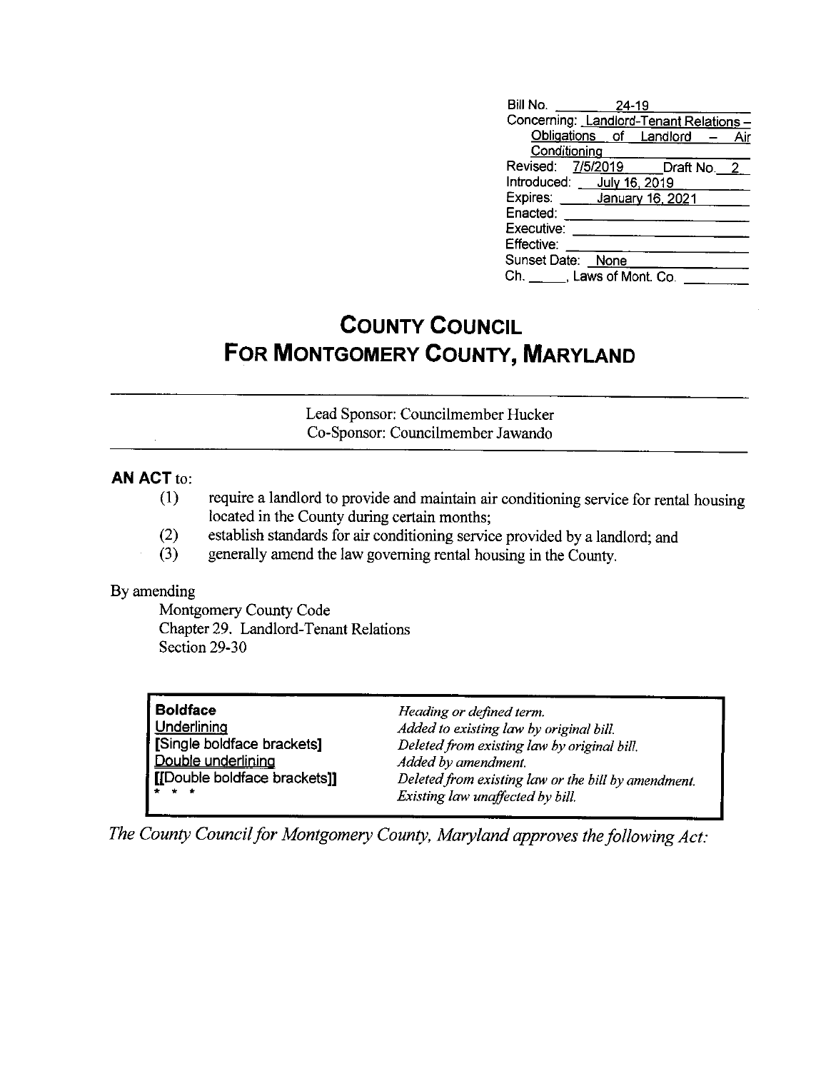| | |
|---|---|
| Bill No. | 24-19 |
| Concerning: | Landlord-Tenant Relations – Obligations of Landlord – Air Conditioning |
| Revised: | 7/5/2019 Draft No. 2 |
| Introduced: | July 16, 2019 |
| Expires: | January 16, 2021 |
| Enacted: | |
| Executive: | |
| Effective: | |
| Sunset Date: | None |
| Ch. ____, Laws of Mont. Co. | |

# COUNTY COUNCIL
# FOR MONTGOMERY COUNTY, MARYLAND

Lead Sponsor: Councilmember Hucker
Co-Sponsor: Councilmember Jawando

**AN ACT** to:

(1) require a landlord to provide and maintain air conditioning service for rental housing located in the County during certain months;
(2) establish standards for air conditioning service provided by a landlord; and
(3) generally amend the law governing rental housing in the County.

By amending

Montgomery County Code
Chapter 29. Landlord-Tenant Relations
Section 29-30

| | |
|---|---|
| **Boldface** | *Heading or defined term.* |
| Underlining | *Added to existing law by original bill.* |
| **[Single boldface brackets]** | *Deleted from existing law by original bill.* |
| Double underlining | *Added by amendment.* |
| **[[Double boldface brackets]]** | *Deleted from existing law or the bill by amendment.* |
| * * * | *Existing law unaffected by bill.* |

*The County Council for Montgomery County, Maryland approves the following Act:*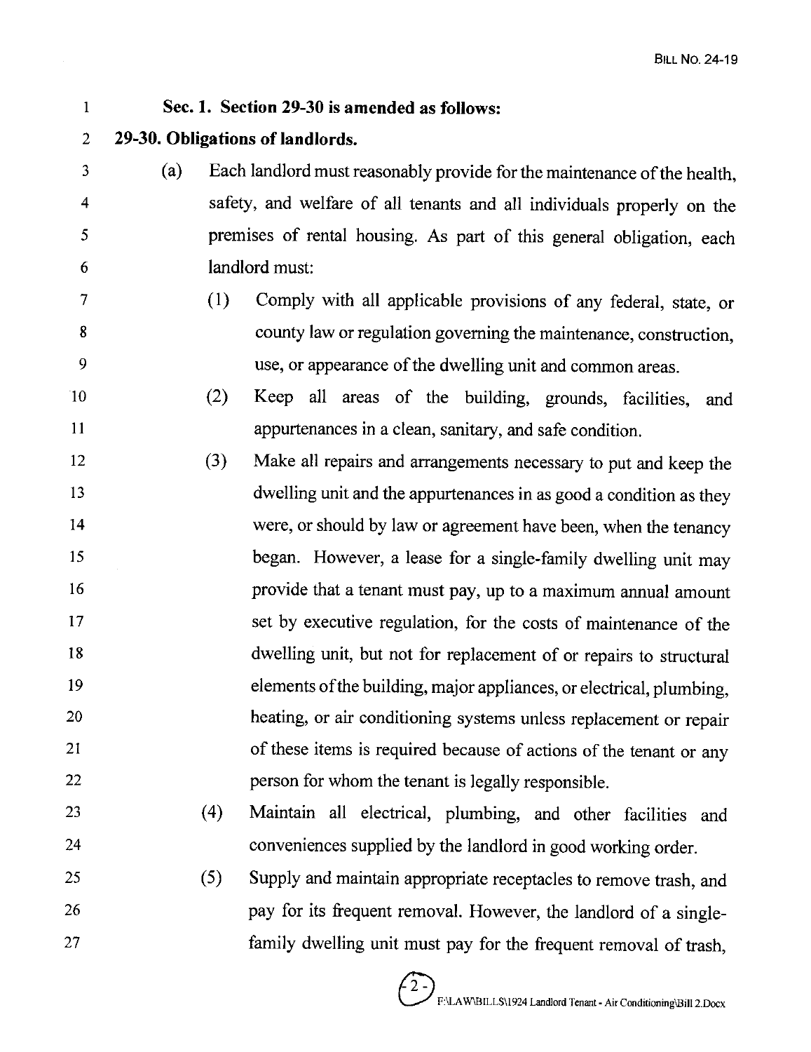**Sec. 1. Section 29-30 is amended as follows:**

**29-30. Obligations of landlords.**

(a) Each landlord must reasonably provide for the maintenance of the health, safety, and welfare of all tenants and all individuals properly on the premises of rental housing. As part of this general obligation, each landlord must:

(1) Comply with all applicable provisions of any federal, state, or county law or regulation governing the maintenance, construction, use, or appearance of the dwelling unit and common areas.

(2) Keep all areas of the building, grounds, facilities, and appurtenances in a clean, sanitary, and safe condition.

(3) Make all repairs and arrangements necessary to put and keep the dwelling unit and the appurtenances in as good a condition as they were, or should by law or agreement have been, when the tenancy began. However, a lease for a single-family dwelling unit may provide that a tenant must pay, up to a maximum annual amount set by executive regulation, for the costs of maintenance of the dwelling unit, but not for replacement of or repairs to structural elements of the building, major appliances, or electrical, plumbing, heating, or air conditioning systems unless replacement or repair of these items is required because of actions of the tenant or any person for whom the tenant is legally responsible.

(4) Maintain all electrical, plumbing, and other facilities and conveniences supplied by the landlord in good working order.

(5) Supply and maintain appropriate receptacles to remove trash, and pay for its frequent removal. However, the landlord of a single-family dwelling unit must pay for the frequent removal of trash,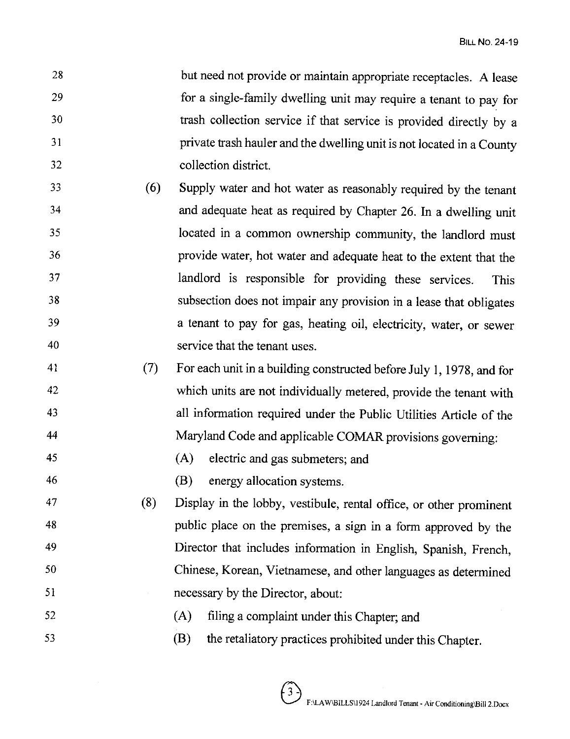but need not provide or maintain appropriate receptacles. A lease for a single-family dwelling unit may require a tenant to pay for trash collection service if that service is provided directly by a private trash hauler and the dwelling unit is not located in a County collection district.

(6) Supply water and hot water as reasonably required by the tenant and adequate heat as required by Chapter 26. In a dwelling unit located in a common ownership community, the landlord must provide water, hot water and adequate heat to the extent that the landlord is responsible for providing these services. This subsection does not impair any provision in a lease that obligates a tenant to pay for gas, heating oil, electricity, water, or sewer service that the tenant uses.

(7) For each unit in a building constructed before July 1, 1978, and for which units are not individually metered, provide the tenant with all information required under the Public Utilities Article of the Maryland Code and applicable COMAR provisions governing:

(A) electric and gas submeters; and

(B) energy allocation systems.

(8) Display in the lobby, vestibule, rental office, or other prominent public place on the premises, a sign in a form approved by the Director that includes information in English, Spanish, French, Chinese, Korean, Vietnamese, and other languages as determined necessary by the Director, about:

(A) filing a complaint under this Chapter; and

(B) the retaliatory practices prohibited under this Chapter.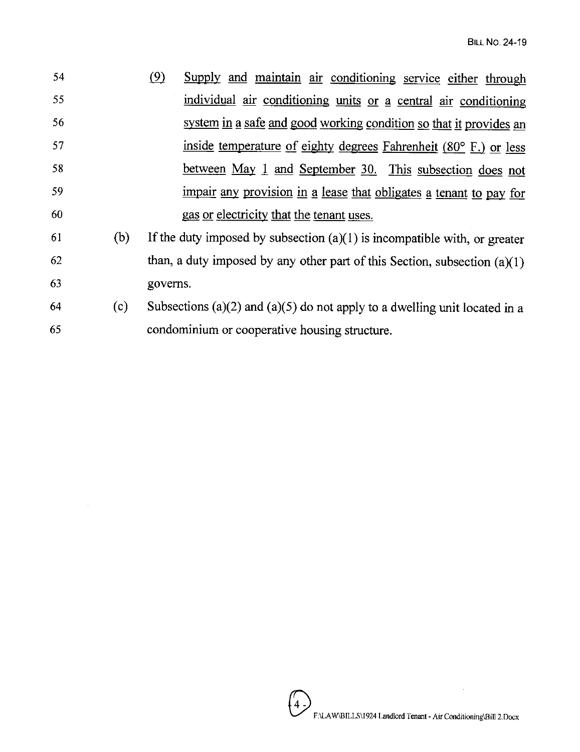(9) Supply and maintain air conditioning service either through individual air conditioning units or a central air conditioning system in a safe and good working condition so that it provides an inside temperature of eighty degrees Fahrenheit (80° F.) or less between May 1 and September 30. This subsection does not impair any provision in a lease that obligates a tenant to pay for gas or electricity that the tenant uses.

(b) If the duty imposed by subsection (a)(1) is incompatible with, or greater than, a duty imposed by any other part of this Section, subsection (a)(1) governs.

(c) Subsections (a)(2) and (a)(5) do not apply to a dwelling unit located in a condominium or cooperative housing structure.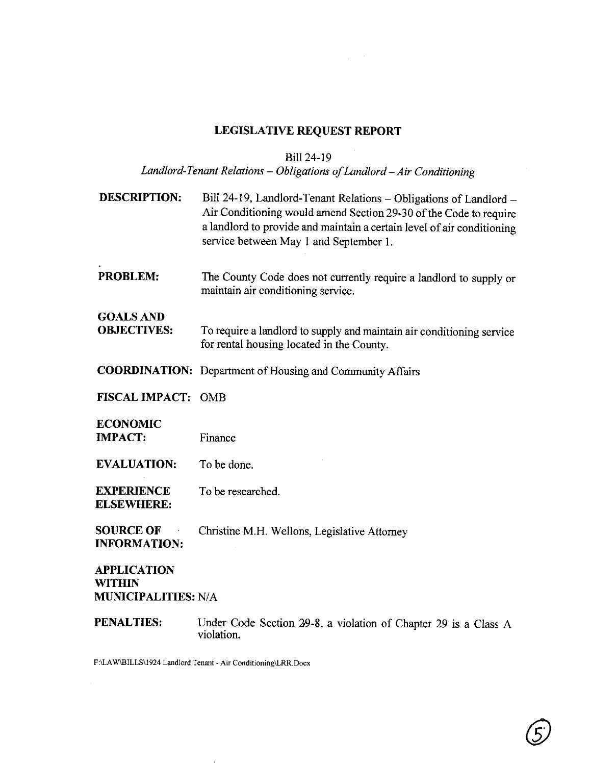# LEGISLATIVE REQUEST REPORT

Bill 24-19

*Landlord-Tenant Relations – Obligations of Landlord – Air Conditioning*

**DESCRIPTION:** Bill 24-19, Landlord-Tenant Relations – Obligations of Landlord – Air Conditioning would amend Section 29-30 of the Code to require a landlord to provide and maintain a certain level of air conditioning service between May 1 and September 1.

**PROBLEM:** The County Code does not currently require a landlord to supply or maintain air conditioning service.

**GOALS AND OBJECTIVES:** To require a landlord to supply and maintain air conditioning service for rental housing located in the County.

**COORDINATION:** Department of Housing and Community Affairs

**FISCAL IMPACT:** OMB

**ECONOMIC IMPACT:** Finance

**EVALUATION:** To be done.

**EXPERIENCE ELSEWHERE:** To be researched.

**SOURCE OF INFORMATION:** Christine M.H. Wellons, Legislative Attorney

**APPLICATION WITHIN MUNICIPALITIES:** N/A

**PENALTIES:** Under Code Section 29-8, a violation of Chapter 29 is a Class A violation.

F:\LAW\BILLS\1924 Landlord Tenant - Air Conditioning\LRR.Docx